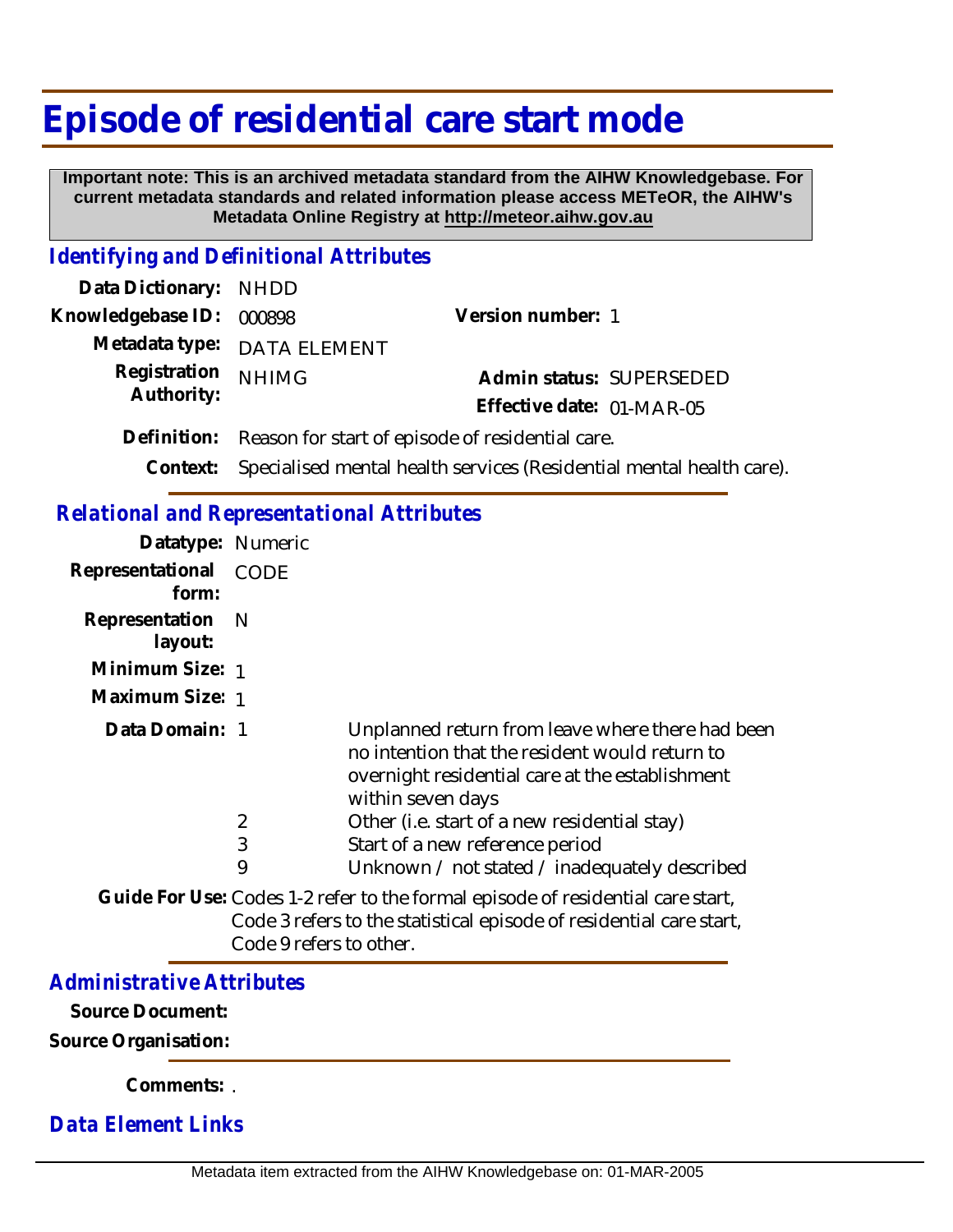# Episode of residential care start mode

**Important note: This is an archived metadata standard from the AIHW Knowledgebase. For current metadata standards and related information please access METeOR, the AIHW's Metadata Online Registry at http://meteor.aihw.gov.au**

## *Identifying and Definitional Attributes*

| | | | |
|---|---|---|---|
| **Data Dictionary:** | NHDD | | |
| **Knowledgebase ID:** | 000898 | **Version number:** | 1 |
| **Metadata type:** | DATA ELEMENT | | |
| **Registration Authority:** | NHIMG | **Admin status:** | SUPERSEDED |
| | | **Effective date:** | 01-MAR-05 |

**Definition:** Reason for start of episode of residential care.

**Context:** Specialised mental health services (Residential mental health care).

## *Relational and Representational Attributes*

**Datatype:** Numeric

**Representational form:** CODE

**Representation layout:** N

**Minimum Size:** 1

**Maximum Size:** 1

**Data Domain:**

| | |
|---|---|
| 1 | Unplanned return from leave where there had been no intention that the resident would return to overnight residential care at the establishment within seven days |
| 2 | Other (i.e. start of a new residential stay) |
| 3 | Start of a new reference period |
| 9 | Unknown / not stated / inadequately described |

**Guide For Use:** Codes 1-2 refer to the formal episode of residential care start, Code 3 refers to the statistical episode of residential care start, Code 9 refers to other.

## *Administrative Attributes*

**Source Document:**

**Source Organisation:**

**Comments:** .

## *Data Element Links*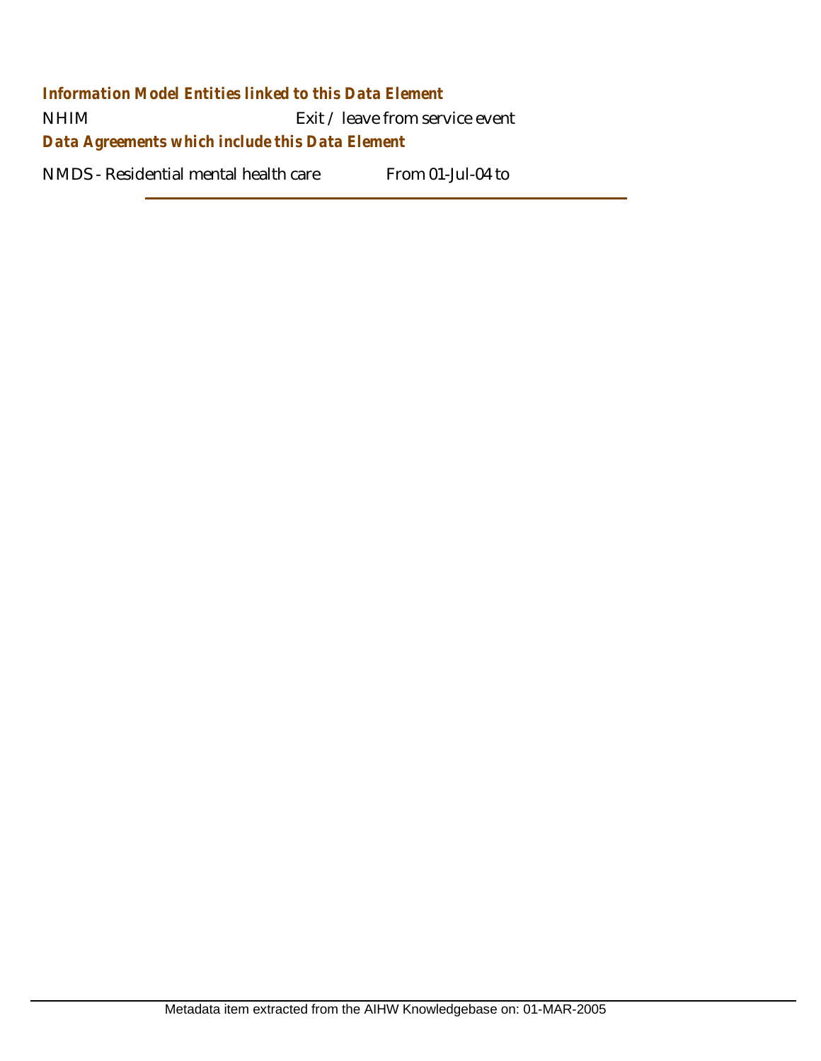***Information Model Entities linked to this Data Element***

| | |
|---|---|
| NHIM | Exit / leave from service event |

***Data Agreements which include this Data Element***

| | |
|---|---|
| NMDS - Residential mental health care | From 01-Jul-04 to |

Metadata item extracted from the AIHW Knowledgebase on: 01-MAR-2005